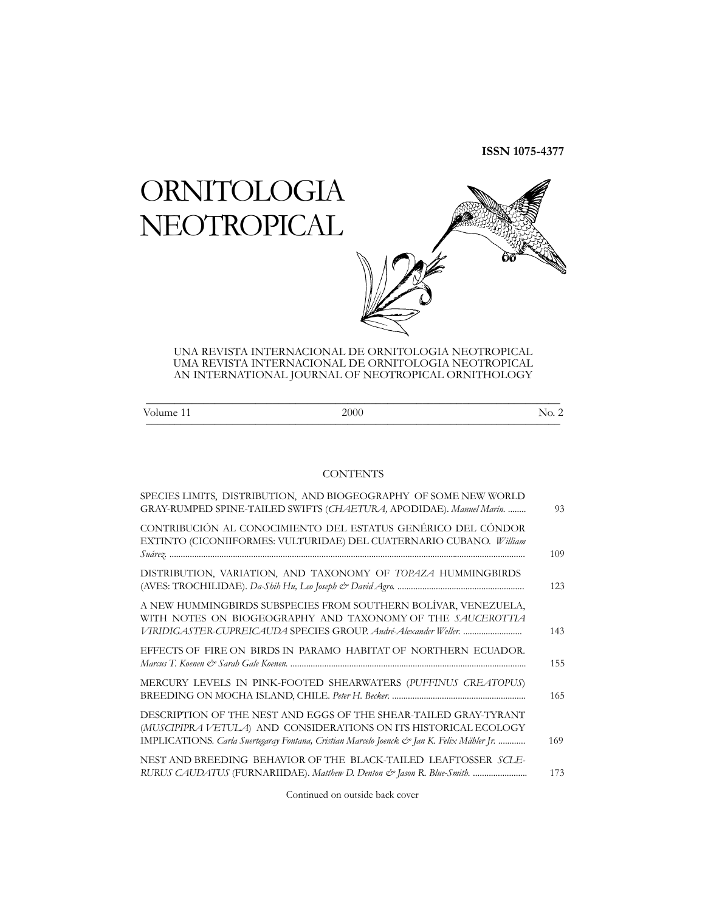ISSN 1075-4377

# ORNITOLOGIA NEOTROPICAL

UNA REVISTA INTERNACIONAL DE ORNITOLOGIA NEOTROPICAL
UMA REVISTA INTERNACIONAL DE ORNITOLOGIA NEOTROPICAL
AN INTERNATIONAL JOURNAL OF NEOTROPICAL ORNITHOLOGY

Volume 11 — 2000 — No. 2

## CONTENTS

SPECIES LIMITS, DISTRIBUTION, AND BIOGEOGRAPHY OF SOME NEW WORLD GRAY-RUMPED SPINE-TAILED SWIFTS (*CHAETURA*, APODIDAE). *Manuel Marín.* ........ 93

CONTRIBUCIÓN AL CONOCIMIENTO DEL ESTATUS GENÉRICO DEL CÓNDOR EXTINTO (CICONIIFORMES: VULTURIDAE) DEL CUATERNARIO CUBANO. *William Suárez.* ........ 109

DISTRIBUTION, VARIATION, AND TAXONOMY OF *TOPAZA* HUMMINGBIRDS (AVES: TROCHILIDAE). *Da-Shih Hu, Leo Joseph & David Agro.* ........ 123

A NEW HUMMINGBIRDS SUBSPECIES FROM SOUTHERN BOLÍVAR, VENEZUELA, WITH NOTES ON BIOGEOGRAPHY AND TAXONOMY OF THE *SAUCEROTTIA VIRIDIGASTER-CUPREICAUDA* SPECIES GROUP. *André-Alexander Weller.* ........ 143

EFFECTS OF FIRE ON BIRDS IN PARAMO HABITAT OF NORTHERN ECUADOR. *Marcus T. Koenen & Sarah Gale Koenen.* ........ 155

MERCURY LEVELS IN PINK-FOOTED SHEARWATERS (*PUFFINUS CREATOPUS*) BREEDING ON MOCHA ISLAND, CHILE. *Peter H. Becker.* ........ 165

DESCRIPTION OF THE NEST AND EGGS OF THE SHEAR-TAILED GRAY-TYRANT (*MUSCIPIPRA VETULA*) AND CONSIDERATIONS ON ITS HISTORICAL ECOLOGY IMPLICATIONS. *Carla Suertegaray Fontana, Cristian Marcelo Joenck & Jan K. Felix Mähler Jr.* ........ 169

NEST AND BREEDING BEHAVIOR OF THE BLACK-TAILED LEAFTOSSER *SCLERURUS CAUDATUS* (FURNARIIDAE). *Matthew D. Denton & Jason R. Blue-Smith.* ........ 173

Continued on outside back cover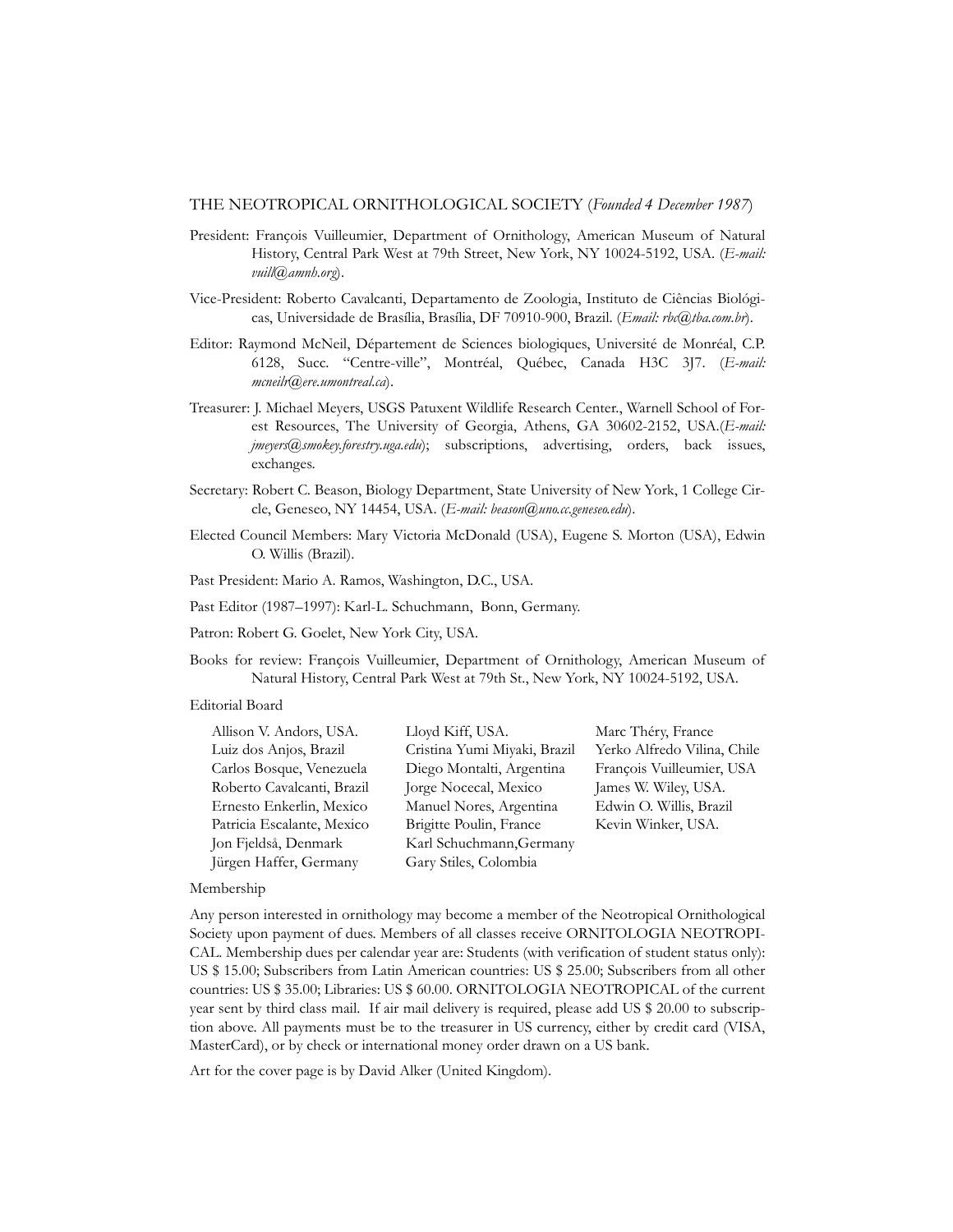THE NEOTROPICAL ORNITHOLOGICAL SOCIETY (*Founded 4 December 1987*)

President: François Vuilleumier, Department of Ornithology, American Museum of Natural History, Central Park West at 79th Street, New York, NY 10024-5192, USA. (*E-mail: vuill@amnh.org*).

Vice-President: Roberto Cavalcanti, Departamento de Zoologia, Instituto de Ciências Biológicas, Universidade de Brasília, Brasília, DF 70910-900, Brazil. (*Email: rbc@tba.com.br*).

Editor: Raymond McNeil, Département de Sciences biologiques, Université de Monréal, C.P. 6128, Succ. "Centre-ville", Montréal, Québec, Canada H3C 3J7. (*E-mail: mcneilr@ere.umontreal.ca*).

Treasurer: J. Michael Meyers, USGS Patuxent Wildlife Research Center., Warnell School of Forest Resources, The University of Georgia, Athens, GA 30602-2152, USA.(*E-mail: jmeyers@smokey.forestry.uga.edu*); subscriptions, advertising, orders, back issues, exchanges.

Secretary: Robert C. Beason, Biology Department, State University of New York, 1 College Circle, Geneseo, NY 14454, USA. (*E-mail: beason@uno.cc.geneseo.edu*).

Elected Council Members: Mary Victoria McDonald (USA), Eugene S. Morton (USA), Edwin O. Willis (Brazil).

Past President: Mario A. Ramos, Washington, D.C., USA.

Past Editor (1987–1997): Karl-L. Schuchmann, Bonn, Germany.

Patron: Robert G. Goelet, New York City, USA.

Books for review: François Vuilleumier, Department of Ornithology, American Museum of Natural History, Central Park West at 79th St., New York, NY 10024-5192, USA.

Editorial Board

Allison V. Andors, USA.
Luiz dos Anjos, Brazil
Carlos Bosque, Venezuela
Roberto Cavalcanti, Brazil
Ernesto Enkerlin, Mexico
Patricia Escalante, Mexico
Jon Fjeldså, Denmark
Jürgen Haffer, Germany
Lloyd Kiff, USA.
Cristina Yumi Miyaki, Brazil
Diego Montalti, Argentina
Jorge Nocecal, Mexico
Manuel Nores, Argentina
Brigitte Poulin, France
Karl Schuchmann,Germany
Gary Stiles, Colombia
Marc Théry, France
Yerko Alfredo Vilina, Chile
François Vuilleumier, USA
James W. Wiley, USA.
Edwin O. Willis, Brazil
Kevin Winker, USA.

Membership

Any person interested in ornithology may become a member of the Neotropical Ornithological Society upon payment of dues. Members of all classes receive ORNITOLOGIA NEOTROPICAL. Membership dues per calendar year are: Students (with verification of student status only): US $ 15.00; Subscribers from Latin American countries: US $ 25.00; Subscribers from all other countries: US $ 35.00; Libraries: US $ 60.00. ORNITOLOGIA NEOTROPICAL of the current year sent by third class mail. If air mail delivery is required, please add US $ 20.00 to subscription above. All payments must be to the treasurer in US currency, either by credit card (VISA, MasterCard), or by check or international money order drawn on a US bank.

Art for the cover page is by David Alker (United Kingdom).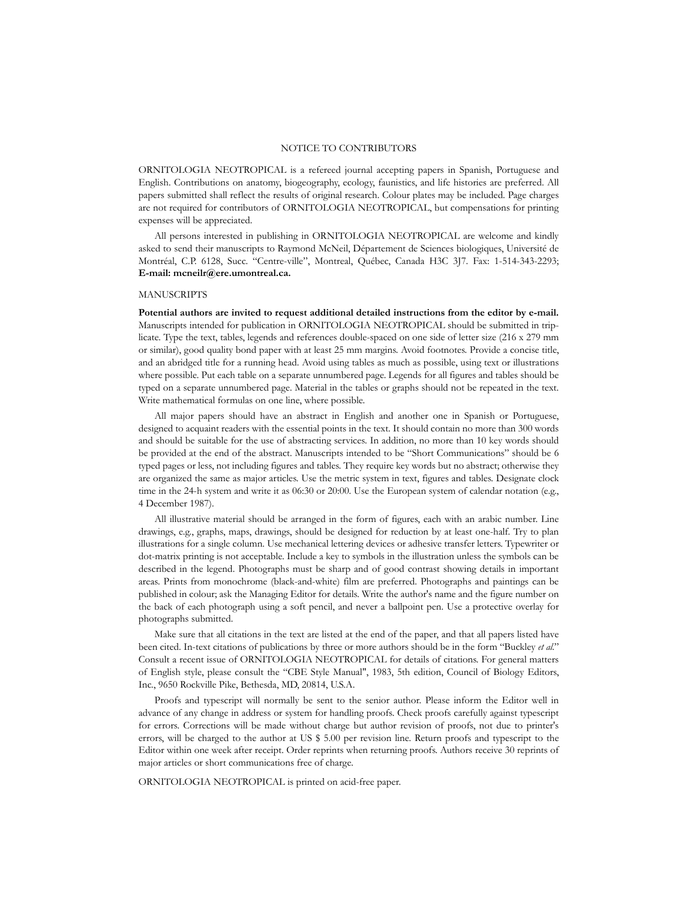# NOTICE TO CONTRIBUTORS

ORNITOLOGIA NEOTROPICAL is a refereed journal accepting papers in Spanish, Portuguese and English. Contributions on anatomy, biogeography, ecology, faunistics, and life histories are preferred. All papers submitted shall reflect the results of original research. Colour plates may be included. Page charges are not required for contributors of ORNITOLOGIA NEOTROPICAL, but compensations for printing expenses will be appreciated.

All persons interested in publishing in ORNITOLOGIA NEOTROPICAL are welcome and kindly asked to send their manuscripts to Raymond McNeil, Département de Sciences biologiques, Université de Montréal, C.P. 6128, Succ. "Centre-ville", Montreal, Québec, Canada H3C 3J7. Fax: 1-514-343-2293; **E-mail: mcneilr@ere.umontreal.ca.**

## MANUSCRIPTS

**Potential authors are invited to request additional detailed instructions from the editor by e-mail.** Manuscripts intended for publication in ORNITOLOGIA NEOTROPICAL should be submitted in triplicate. Type the text, tables, legends and references double-spaced on one side of letter size (216 x 279 mm or similar), good quality bond paper with at least 25 mm margins. Avoid footnotes. Provide a concise title, and an abridged title for a running head. Avoid using tables as much as possible, using text or illustrations where possible. Put each table on a separate unnumbered page. Legends for all figures and tables should be typed on a separate unnumbered page. Material in the tables or graphs should not be repeated in the text. Write mathematical formulas on one line, where possible.

All major papers should have an abstract in English and another one in Spanish or Portuguese, designed to acquaint readers with the essential points in the text. It should contain no more than 300 words and should be suitable for the use of abstracting services. In addition, no more than 10 key words should be provided at the end of the abstract. Manuscripts intended to be "Short Communications" should be 6 typed pages or less, not including figures and tables. They require key words but no abstract; otherwise they are organized the same as major articles. Use the metric system in text, figures and tables. Designate clock time in the 24-h system and write it as 06:30 or 20:00. Use the European system of calendar notation (e.g., 4 December 1987).

All illustrative material should be arranged in the form of figures, each with an arabic number. Line drawings, e.g., graphs, maps, drawings, should be designed for reduction by at least one-half. Try to plan illustrations for a single column. Use mechanical lettering devices or adhesive transfer letters. Typewriter or dot-matrix printing is not acceptable. Include a key to symbols in the illustration unless the symbols can be described in the legend. Photographs must be sharp and of good contrast showing details in important areas. Prints from monochrome (black-and-white) film are preferred. Photographs and paintings can be published in colour; ask the Managing Editor for details. Write the author's name and the figure number on the back of each photograph using a soft pencil, and never a ballpoint pen. Use a protective overlay for photographs submitted.

Make sure that all citations in the text are listed at the end of the paper, and that all papers listed have been cited. In-text citations of publications by three or more authors should be in the form "Buckley *et al.*" Consult a recent issue of ORNITOLOGIA NEOTROPICAL for details of citations. For general matters of English style, please consult the "CBE Style Manual", 1983, 5th edition, Council of Biology Editors, Inc., 9650 Rockville Pike, Bethesda, MD, 20814, U.S.A.

Proofs and typescript will normally be sent to the senior author. Please inform the Editor well in advance of any change in address or system for handling proofs. Check proofs carefully against typescript for errors. Corrections will be made without charge but author revision of proofs, not due to printer's errors, will be charged to the author at US $ 5.00 per revision line. Return proofs and typescript to the Editor within one week after receipt. Order reprints when returning proofs. Authors receive 30 reprints of major articles or short communications free of charge.

ORNITOLOGIA NEOTROPICAL is printed on acid-free paper.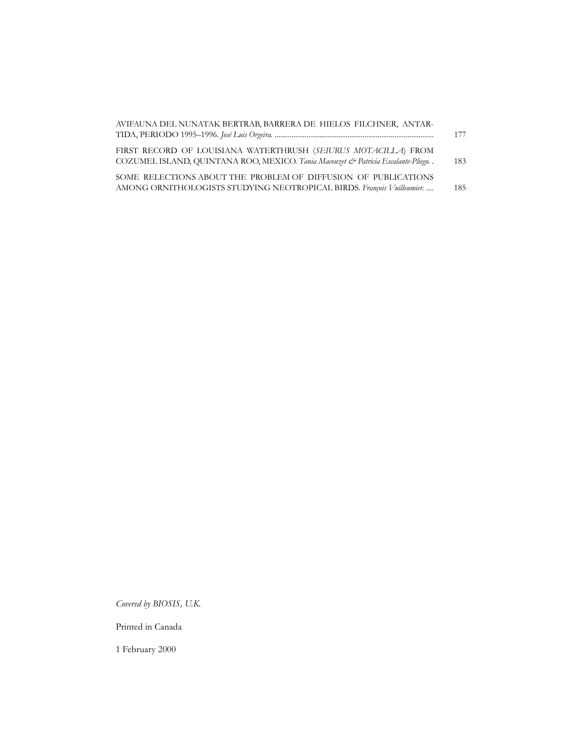AVIFAUNA DEL NUNATAK BERTRAB, BARRERA DE HIELOS FILCHNER, ANTARTIDA, PERIODO 1995–1996. *José Luis Orgeira.* .......... 177

FIRST RECORD OF LOUISIANA WATERTHRUSH (*SEIURUS MOTACILLA*) FROM COZUMEL ISLAND, QUINTANA ROO, MEXICO. *Tania Macouzet & Patricia Escalante-Pliego.* . 183

SOME RELECTIONS ABOUT THE PROBLEM OF DIFFUSION OF PUBLICATIONS AMONG ORNITHOLOGISTS STUDYING NEOTROPICAL BIRDS. *François Vuilleumier.* .... 185

*Covered by BIOSIS, U.K.*

Printed in Canada

1 February 2000